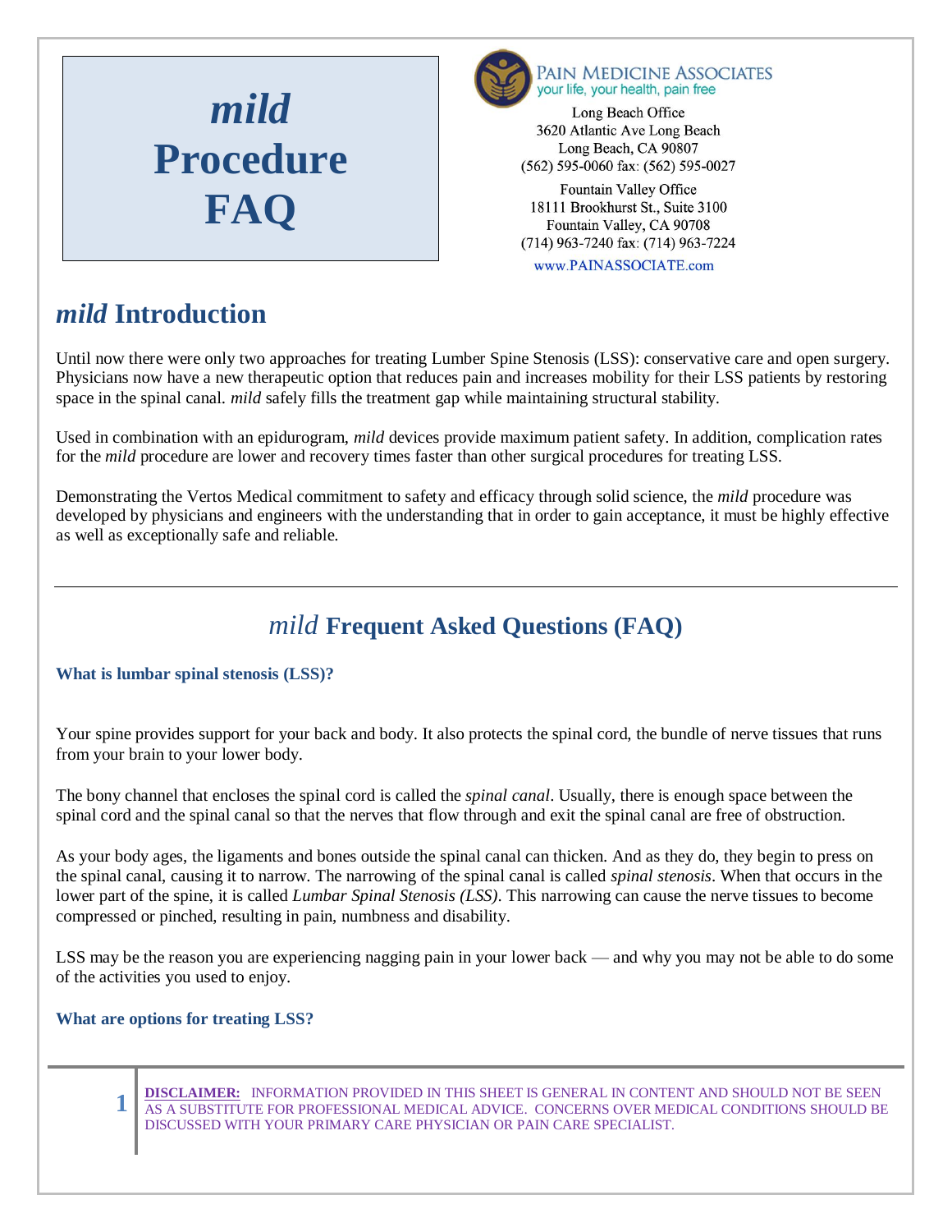# *mild* Procedure FAQ

PAIN MEDICINE ASSOCIATES
your life, your health, pain free

Long Beach Office
3620 Atlantic Ave Long Beach
Long Beach, CA 90807
(562) 595-0060 fax: (562) 595-0027

Fountain Valley Office
18111 Brookhurst St., Suite 3100
Fountain Valley, CA 90708
(714) 963-7240 fax: (714) 963-7224

www.PAINASSOCIATE.com

## *mild* Introduction

Until now there were only two approaches for treating Lumber Spine Stenosis (LSS): conservative care and open surgery. Physicians now have a new therapeutic option that reduces pain and increases mobility for their LSS patients by restoring space in the spinal canal. *mild* safely fills the treatment gap while maintaining structural stability.

Used in combination with an epidurogram, *mild* devices provide maximum patient safety. In addition, complication rates for the *mild* procedure are lower and recovery times faster than other surgical procedures for treating LSS.

Demonstrating the Vertos Medical commitment to safety and efficacy through solid science, the *mild* procedure was developed by physicians and engineers with the understanding that in order to gain acceptance, it must be highly effective as well as exceptionally safe and reliable.

---

## *mild* Frequent Asked Questions (FAQ)

### What is lumbar spinal stenosis (LSS)?

Your spine provides support for your back and body. It also protects the spinal cord, the bundle of nerve tissues that runs from your brain to your lower body.

The bony channel that encloses the spinal cord is called the *spinal canal*. Usually, there is enough space between the spinal cord and the spinal canal so that the nerves that flow through and exit the spinal canal are free of obstruction.

As your body ages, the ligaments and bones outside the spinal canal can thicken. And as they do, they begin to press on the spinal canal, causing it to narrow. The narrowing of the spinal canal is called *spinal stenosis*. When that occurs in the lower part of the spine, it is called *Lumbar Spinal Stenosis (LSS)*. This narrowing can cause the nerve tissues to become compressed or pinched, resulting in pain, numbness and disability.

LSS may be the reason you are experiencing nagging pain in your lower back — and why you may not be able to do some of the activities you used to enjoy.

### What are options for treating LSS?

**DISCLAIMER:** INFORMATION PROVIDED IN THIS SHEET IS GENERAL IN CONTENT AND SHOULD NOT BE SEEN AS A SUBSTITUTE FOR PROFESSIONAL MEDICAL ADVICE. CONCERNS OVER MEDICAL CONDITIONS SHOULD BE DISCUSSED WITH YOUR PRIMARY CARE PHYSICIAN OR PAIN CARE SPECIALIST.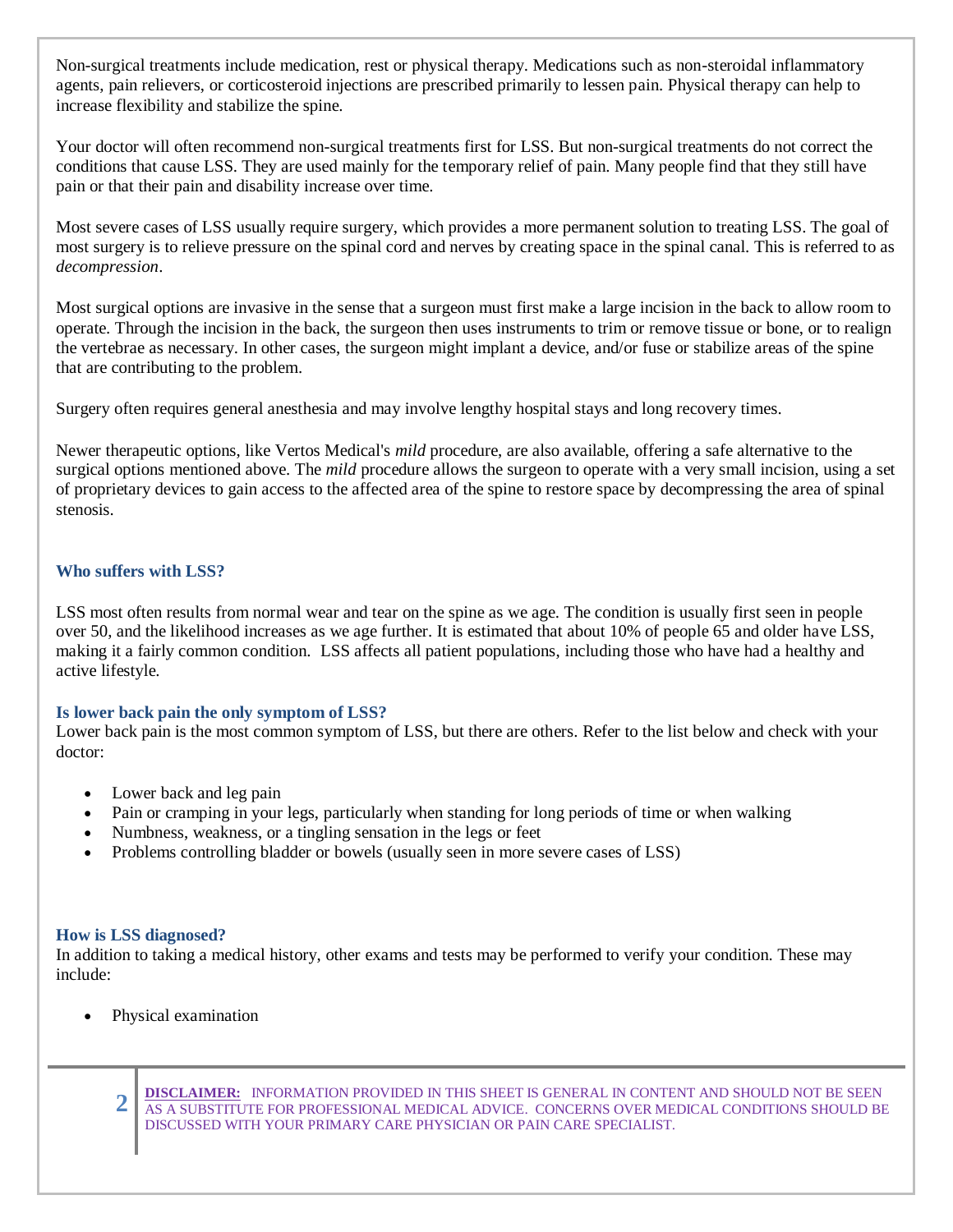Non-surgical treatments include medication, rest or physical therapy. Medications such as non-steroidal inflammatory agents, pain relievers, or corticosteroid injections are prescribed primarily to lessen pain. Physical therapy can help to increase flexibility and stabilize the spine.

Your doctor will often recommend non-surgical treatments first for LSS. But non-surgical treatments do not correct the conditions that cause LSS. They are used mainly for the temporary relief of pain. Many people find that they still have pain or that their pain and disability increase over time.

Most severe cases of LSS usually require surgery, which provides a more permanent solution to treating LSS. The goal of most surgery is to relieve pressure on the spinal cord and nerves by creating space in the spinal canal. This is referred to as *decompression*.

Most surgical options are invasive in the sense that a surgeon must first make a large incision in the back to allow room to operate. Through the incision in the back, the surgeon then uses instruments to trim or remove tissue or bone, or to realign the vertebrae as necessary. In other cases, the surgeon might implant a device, and/or fuse or stabilize areas of the spine that are contributing to the problem.

Surgery often requires general anesthesia and may involve lengthy hospital stays and long recovery times.

Newer therapeutic options, like Vertos Medical's *mild* procedure, are also available, offering a safe alternative to the surgical options mentioned above. The *mild* procedure allows the surgeon to operate with a very small incision, using a set of proprietary devices to gain access to the affected area of the spine to restore space by decompressing the area of spinal stenosis.

### Who suffers with LSS?

LSS most often results from normal wear and tear on the spine as we age. The condition is usually first seen in people over 50, and the likelihood increases as we age further. It is estimated that about 10% of people 65 and older have LSS, making it a fairly common condition. LSS affects all patient populations, including those who have had a healthy and active lifestyle.

### Is lower back pain the only symptom of LSS?

Lower back pain is the most common symptom of LSS, but there are others. Refer to the list below and check with your doctor:

- Lower back and leg pain
- Pain or cramping in your legs, particularly when standing for long periods of time or when walking
- Numbness, weakness, or a tingling sensation in the legs or feet
- Problems controlling bladder or bowels (usually seen in more severe cases of LSS)

### How is LSS diagnosed?

In addition to taking a medical history, other exams and tests may be performed to verify your condition. These may include:

- Physical examination

**DISCLAIMER:** INFORMATION PROVIDED IN THIS SHEET IS GENERAL IN CONTENT AND SHOULD NOT BE SEEN AS A SUBSTITUTE FOR PROFESSIONAL MEDICAL ADVICE. CONCERNS OVER MEDICAL CONDITIONS SHOULD BE DISCUSSED WITH YOUR PRIMARY CARE PHYSICIAN OR PAIN CARE SPECIALIST.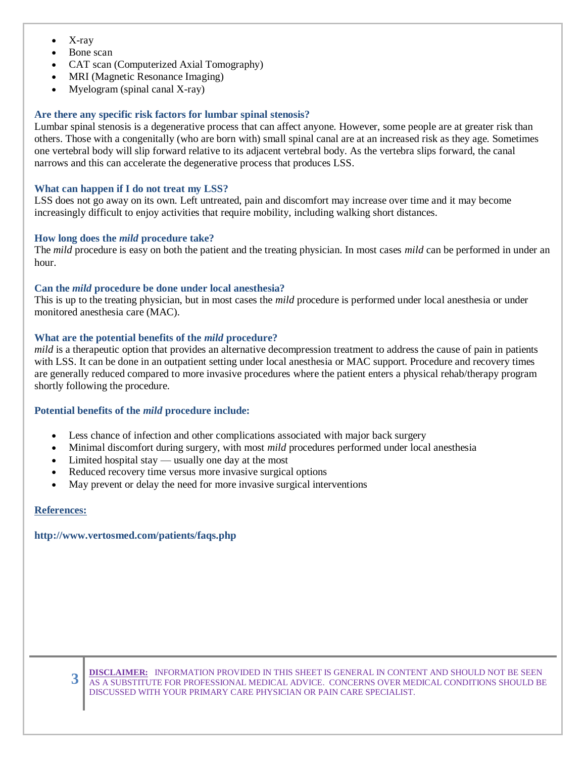- X-ray
- Bone scan
- CAT scan (Computerized Axial Tomography)
- MRI (Magnetic Resonance Imaging)
- Myelogram (spinal canal X-ray)

### Are there any specific risk factors for lumbar spinal stenosis?

Lumbar spinal stenosis is a degenerative process that can affect anyone. However, some people are at greater risk than others. Those with a congenitally (who are born with) small spinal canal are at an increased risk as they age. Sometimes one vertebral body will slip forward relative to its adjacent vertebral body. As the vertebra slips forward, the canal narrows and this can accelerate the degenerative process that produces LSS.

### What can happen if I do not treat my LSS?

LSS does not go away on its own. Left untreated, pain and discomfort may increase over time and it may become increasingly difficult to enjoy activities that require mobility, including walking short distances.

### How long does the *mild* procedure take?

The *mild* procedure is easy on both the patient and the treating physician. In most cases *mild* can be performed in under an hour.

### Can the *mild* procedure be done under local anesthesia?

This is up to the treating physician, but in most cases the *mild* procedure is performed under local anesthesia or under monitored anesthesia care (MAC).

### What are the potential benefits of the *mild* procedure?

*mild* is a therapeutic option that provides an alternative decompression treatment to address the cause of pain in patients with LSS. It can be done in an outpatient setting under local anesthesia or MAC support. Procedure and recovery times are generally reduced compared to more invasive procedures where the patient enters a physical rehab/therapy program shortly following the procedure.

### Potential benefits of the *mild* procedure include:

- Less chance of infection and other complications associated with major back surgery
- Minimal discomfort during surgery, with most *mild* procedures performed under local anesthesia
- Limited hospital stay — usually one day at the most
- Reduced recovery time versus more invasive surgical options
- May prevent or delay the need for more invasive surgical interventions

**References:**

**http://www.vertosmed.com/patients/faqs.php**

**DISCLAIMER:** INFORMATION PROVIDED IN THIS SHEET IS GENERAL IN CONTENT AND SHOULD NOT BE SEEN AS A SUBSTITUTE FOR PROFESSIONAL MEDICAL ADVICE. CONCERNS OVER MEDICAL CONDITIONS SHOULD BE DISCUSSED WITH YOUR PRIMARY CARE PHYSICIAN OR PAIN CARE SPECIALIST.